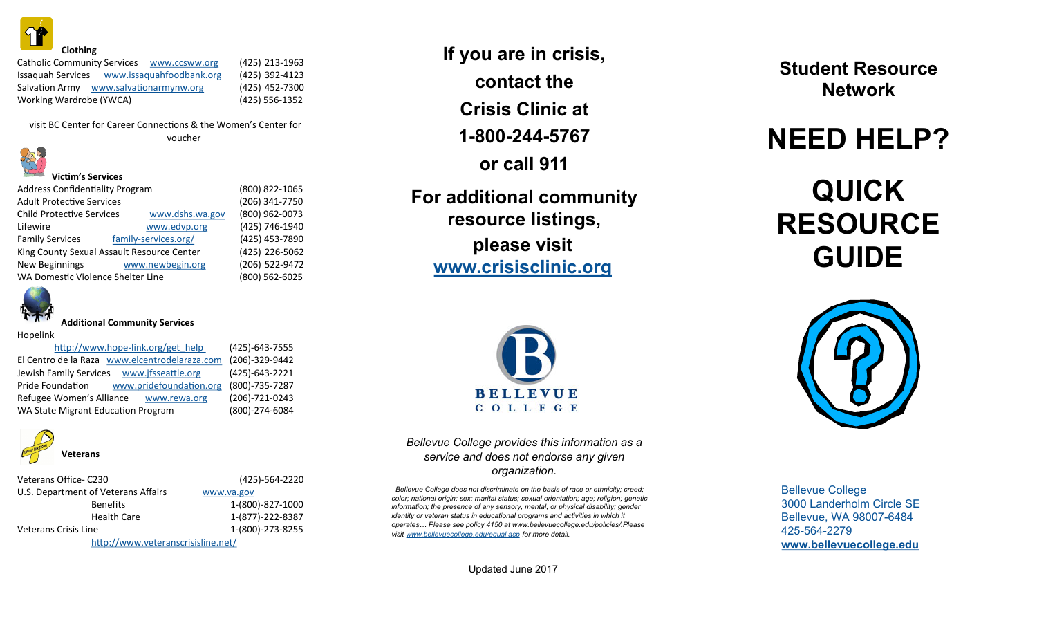### Clothing

| | | |
|---|---|---|
| Catholic Community Services | www.ccsww.org | (425) 213-1963 |
| Issaquah Services | www.issaquahfoodbank.org | (425) 392-4123 |
| Salvation Army | www.salvationarmynw.org | (425) 452-7300 |
| Working Wardrobe (YWCA) | | (425) 556-1352 |

visit BC Center for Career Connections & the Women's Center for voucher

### Victim's Services

| | | |
|---|---|---|
| Address Confidentiality Program | | (800) 822-1065 |
| Adult Protective Services | | (206) 341-7750 |
| Child Protective Services | www.dshs.wa.gov | (800) 962-0073 |
| Lifewire | www.edvp.org | (425) 746-1940 |
| Family Services | family-services.org/ | (425) 453-7890 |
| King County Sexual Assault Resource Center | | (425) 226-5062 |
| New Beginnings | www.newbegin.org | (206) 522-9472 |
| WA Domestic Violence Shelter Line | | (800) 562-6025 |

### Additional Community Services

| | | |
|---|---|---|
| Hopelink | http://www.hope-link.org/get_help | (425)-643-7555 |
| El Centro de la Raza | www.elcentrodelaraza.com | (206)-329-9442 |
| Jewish Family Services | www.jfsseattle.org | (425)-643-2221 |
| Pride Foundation | www.pridefoundation.org | (800)-735-7287 |
| Refugee Women's Alliance | www.rewa.org | (206)-721-0243 |
| WA State Migrant Education Program | | (800)-274-6084 |

### Veterans

| | | |
|---|---|---|
| Veterans Office- C230 | | (425)-564-2220 |
| U.S. Department of Veterans Affairs | www.va.gov | |
| Benefits | | 1-(800)-827-1000 |
| Health Care | | 1-(877)-222-8387 |
| Veterans Crisis Line | | 1-(800)-273-8255 |
| | http://www.veteranscrisisline.net/ | |

**If you are in crisis, contact the Crisis Clinic at 1-800-244-5767 or call 911**

**For additional community resource listings, please visit www.crisisclinic.org**

BELLEVUE COLLEGE

*Bellevue College provides this information as a service and does not endorse any given organization.*

*Bellevue College does not discriminate on the basis of race or ethnicity; creed; color; national origin; sex; marital status; sexual orientation; age; religion; genetic information; the presence of any sensory, mental, or physical disability; gender identity or veteran status in educational programs and activities in which it operates… Please see policy 4150 at www.bellevuecollege.edu/policies/.Please visit www.bellevuecollege.edu/equal.asp for more detail.*

Updated June 2017

## Student Resource Network

# NEED HELP?

# QUICK RESOURCE GUIDE

Bellevue College
3000 Landerholm Circle SE
Bellevue, WA 98007-6484
425-564-2279
**www.bellevuecollege.edu**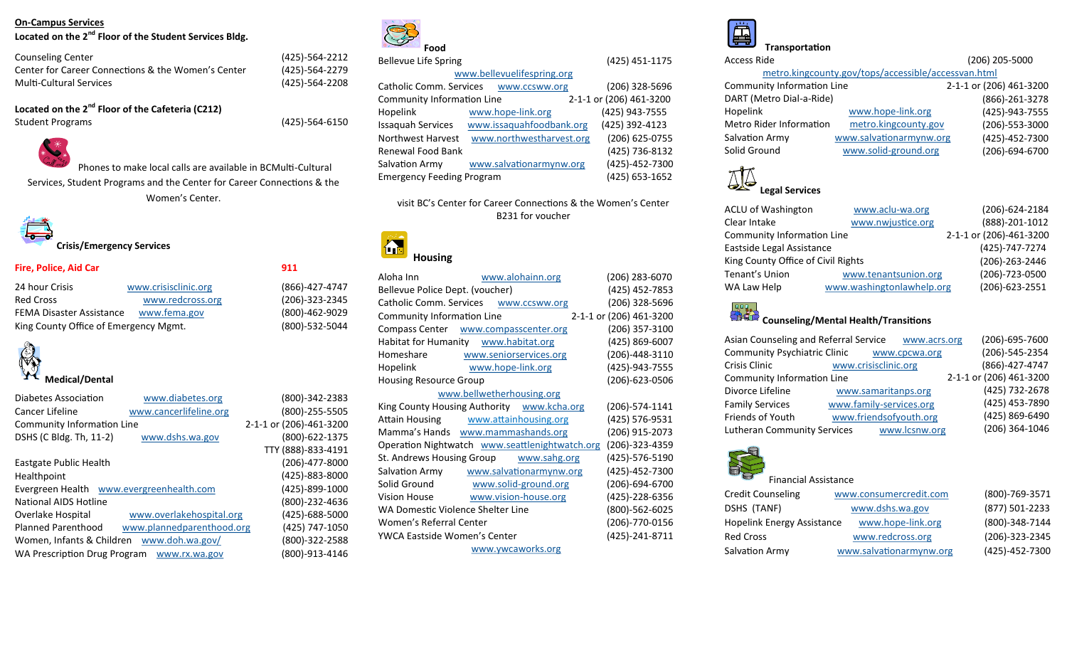## On-Campus Services

**Located on the 2nd Floor of the Student Services Bldg.**

| | |
|---|---|
| Counseling Center | (425)-564-2212 |
| Center for Career Connections & the Women's Center | (425)-564-2279 |
| Multi-Cultural Services | (425)-564-2208 |

**Located on the 2nd Floor of the Cafeteria (C212)**

| | |
|---|---|
| Student Programs | (425)-564-6150 |

Phones to make local calls are available in BCMulti-Cultural Services, Student Programs and the Center for Career Connections & the Women's Center.

## Crisis/Emergency Services

**Fire, Police, Aid Car** — **911**

| | | |
|---|---|---|
| 24 hour Crisis | www.crisisclinic.org | (866)-427-4747 |
| Red Cross | www.redcross.org | (206)-323-2345 |
| FEMA Disaster Assistance | www.fema.gov | (800)-462-9029 |
| King County Office of Emergency Mgmt. | | (800)-532-5044 |

## Medical/Dental

| | | |
|---|---|---|
| Diabetes Association | www.diabetes.org | (800)-342-2383 |
| Cancer Lifeline | www.cancerlifeline.org | (800)-255-5505 |
| Community Information Line | | 2-1-1 or (206)-461-3200 |
| DSHS (C Bldg. Th, 11-2) | www.dshs.wa.gov | (800)-622-1375 TTY (888)-833-4191 |
| Eastgate Public Health | | (206)-477-8000 |
| Healthpoint | | (425)-883-8000 |
| Evergreen Health | www.evergreenhealth.com | (425)-899-1000 |
| National AIDS Hotline | | (800)-232-4636 |
| Overlake Hospital | www.overlakehospital.org | (425)-688-5000 |
| Planned Parenthood | www.plannedparenthood.org | (425) 747-1050 |
| Women, Infants & Children | www.doh.wa.gov/ | (800)-322-2588 |
| WA Prescription Drug Program | www.rx.wa.gov | (800)-913-4146 |

## Food

| | | |
|---|---|---|
| Bellevue Life Spring | www.bellevuelifespring.org | (425) 451-1175 |
| Catholic Comm. Services | www.ccsww.org | (206) 328-5696 |
| Community Information Line | | 2-1-1 or (206) 461-3200 |
| Hopelink | www.hope-link.org | (425) 943-7555 |
| Issaquah Services | www.issaquahfoodbank.org | (425) 392-4123 |
| Northwest Harvest | www.northwestharvest.org | (206) 625-0755 |
| Renewal Food Bank | | (425) 736-8132 |
| Salvation Army | www.salvationarmynw.org | (425)-452-7300 |
| Emergency Feeding Program | | (425) 653-1652 |

visit BC's Center for Career Connections & the Women's Center B231 for voucher

## Housing

| | | |
|---|---|---|
| Aloha Inn | www.alohainn.org | (206) 283-6070 |
| Bellevue Police Dept. (voucher) | | (425) 452-7853 |
| Catholic Comm. Services | www.ccsww.org | (206) 328-5696 |
| Community Information Line | | 2-1-1 or (206) 461-3200 |
| Compass Center | www.compasscenter.org | (206) 357-3100 |
| Habitat for Humanity | www.habitat.org | (425) 869-6007 |
| Homeshare | www.seniorservices.org | (206)-448-3110 |
| Hopelink | www.hope-link.org | (425)-943-7555 |
| Housing Resource Group | www.bellwetherhousing.org | (206)-623-0506 |
| King County Housing Authority | www.kcha.org | (206)-574-1141 |
| Attain Housing | www.attainhousing.org | (425) 576-9531 |
| Mamma's Hands | www.mammashands.org | (206) 915-2073 |
| Operation Nightwatch | www.seattlenightwatch.org | (206)-323-4359 |
| St. Andrews Housing Group | www.sahg.org | (425)-576-5190 |
| Salvation Army | www.salvationarmynw.org | (425)-452-7300 |
| Solid Ground | www.solid-ground.org | (206)-694-6700 |
| Vision House | www.vision-house.org | (425)-228-6356 |
| WA Domestic Violence Shelter Line | | (800)-562-6025 |
| Women's Referral Center | | (206)-770-0156 |
| YWCA Eastside Women's Center | www.ywcaworks.org | (425)-241-8711 |

## Transportation

| | | |
|---|---|---|
| Access Ride | metro.kingcounty.gov/tops/accessible/accessvan.html | (206) 205-5000 |
| Community Information Line | | 2-1-1 or (206) 461-3200 |
| DART (Metro Dial-a-Ride) | | (866)-261-3278 |
| Hopelink | www.hope-link.org | (425)-943-7555 |
| Metro Rider Information | metro.kingcounty.gov | (206)-553-3000 |
| Salvation Army | www.salvationarmynw.org | (425)-452-7300 |
| Solid Ground | www.solid-ground.org | (206)-694-6700 |

## Legal Services

| | | |
|---|---|---|
| ACLU of Washington | www.aclu-wa.org | (206)-624-2184 |
| Clear Intake | www.nwjustice.org | (888)-201-1012 |
| Community Information Line | | 2-1-1 or (206)-461-3200 |
| Eastside Legal Assistance | | (425)-747-7274 |
| King County Office of Civil Rights | | (206)-263-2446 |
| Tenant's Union | www.tenantsunion.org | (206)-723-0500 |
| WA Law Help | www.washingtonlawhelp.org | (206)-623-2551 |

## Counseling/Mental Health/Transitions

| | | |
|---|---|---|
| Asian Counseling and Referral Service | www.acrs.org | (206)-695-7600 |
| Community Psychiatric Clinic | www.cpcwa.org | (206)-545-2354 |
| Crisis Clinic | www.crisisclinic.org | (866)-427-4747 |
| Community Information Line | | 2-1-1 or (206) 461-3200 |
| Divorce Lifeline | www.samaritanps.org | (425) 732-2678 |
| Family Services | www.family-services.org | (425) 453-7890 |
| Friends of Youth | www.friendsofyouth.org | (425) 869-6490 |
| Lutheran Community Services | www.lcsnw.org | (206) 364-1046 |

## Financial Assistance

| | | |
|---|---|---|
| Credit Counseling | www.consumercredit.com | (800)-769-3571 |
| DSHS (TANF) | www.dshs.wa.gov | (877) 501-2233 |
| Hopelink Energy Assistance | www.hope-link.org | (800)-348-7144 |
| Red Cross | www.redcross.org | (206)-323-2345 |
| Salvation Army | www.salvationarmynw.org | (425)-452-7300 |